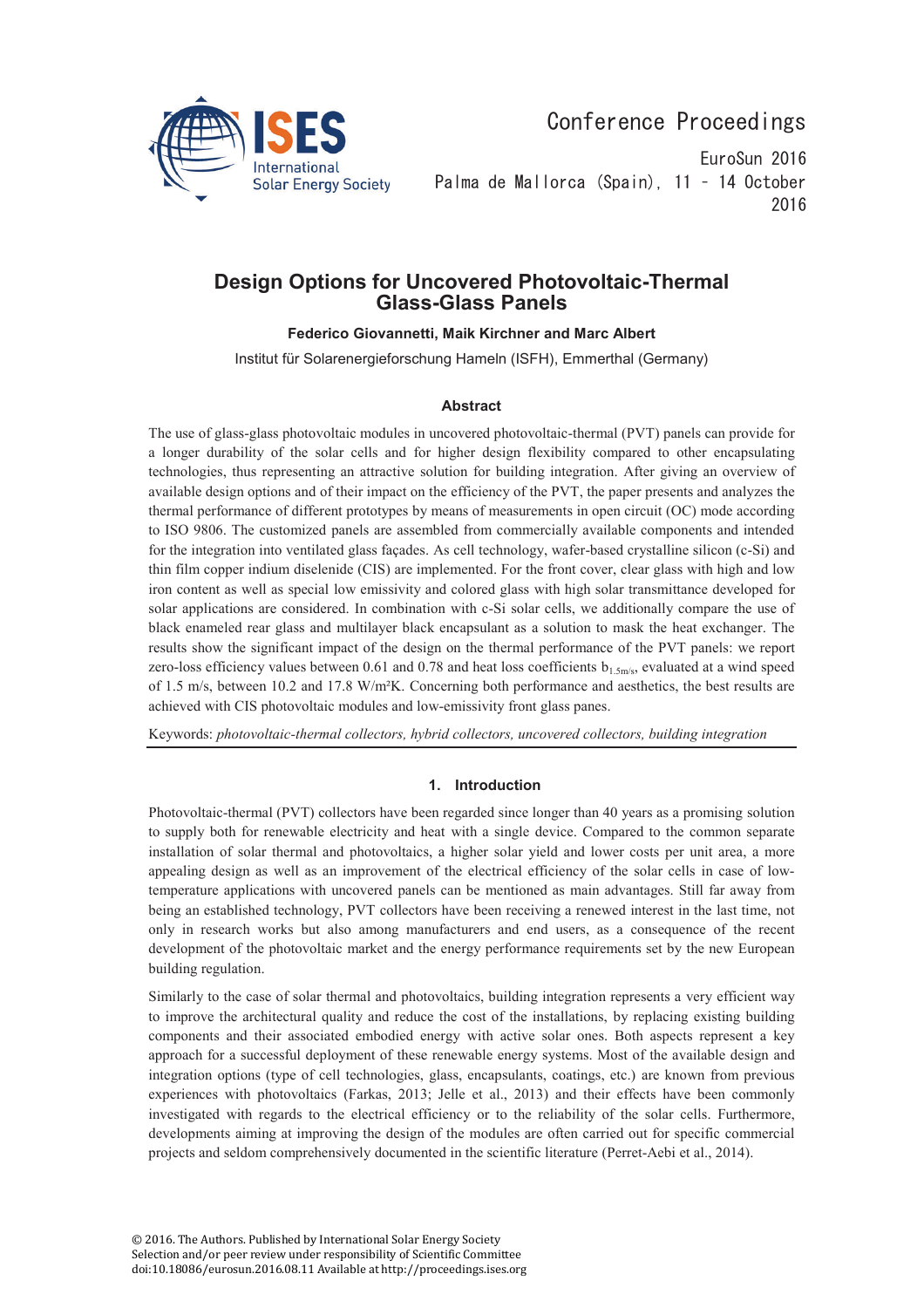# Design Options for Uncovered Photovoltaic-Thermal Glass-Glass Panels

**Federico Giovannetti, Maik Kirchner and Marc Albert**

Institut für Solarenergieforschung Hameln (ISFH), Emmerthal (Germany)

## Abstract

The use of glass-glass photovoltaic modules in uncovered photovoltaic-thermal (PVT) panels can provide for a longer durability of the solar cells and for higher design flexibility compared to other encapsulating technologies, thus representing an attractive solution for building integration. After giving an overview of available design options and of their impact on the efficiency of the PVT, the paper presents and analyzes the thermal performance of different prototypes by means of measurements in open circuit (OC) mode according to ISO 9806. The customized panels are assembled from commercially available components and intended for the integration into ventilated glass façades. As cell technology, wafer-based crystalline silicon (c-Si) and thin film copper indium diselenide (CIS) are implemented. For the front cover, clear glass with high and low iron content as well as special low emissivity and colored glass with high solar transmittance developed for solar applications are considered. In combination with c-Si solar cells, we additionally compare the use of black enameled rear glass and multilayer black encapsulant as a solution to mask the heat exchanger. The results show the significant impact of the design on the thermal performance of the PVT panels: we report zero-loss efficiency values between 0.61 and 0.78 and heat loss coefficients $b_{1.5m/s}$, evaluated at a wind speed of 1.5 m/s, between 10.2 and 17.8 W/m²K. Concerning both performance and aesthetics, the best results are achieved with CIS photovoltaic modules and low-emissivity front glass panes.

Keywords: *photovoltaic-thermal collectors, hybrid collectors, uncovered collectors, building integration*

## 1. Introduction

Photovoltaic-thermal (PVT) collectors have been regarded since longer than 40 years as a promising solution to supply both for renewable electricity and heat with a single device. Compared to the common separate installation of solar thermal and photovoltaics, a higher solar yield and lower costs per unit area, a more appealing design as well as an improvement of the electrical efficiency of the solar cells in case of low-temperature applications with uncovered panels can be mentioned as main advantages. Still far away from being an established technology, PVT collectors have been receiving a renewed interest in the last time, not only in research works but also among manufacturers and end users, as a consequence of the recent development of the photovoltaic market and the energy performance requirements set by the new European building regulation.

Similarly to the case of solar thermal and photovoltaics, building integration represents a very efficient way to improve the architectural quality and reduce the cost of the installations, by replacing existing building components and their associated embodied energy with active solar ones. Both aspects represent a key approach for a successful deployment of these renewable energy systems. Most of the available design and integration options (type of cell technologies, glass, encapsulants, coatings, etc.) are known from previous experiences with photovoltaics (Farkas, 2013; Jelle et al., 2013) and their effects have been commonly investigated with regards to the electrical efficiency or to the reliability of the solar cells. Furthermore, developments aiming at improving the design of the modules are often carried out for specific commercial projects and seldom comprehensively documented in the scientific literature (Perret-Aebi et al., 2014).

© 2016. The Authors. Published by International Solar Energy Society
Selection and/or peer review under responsibility of Scientific Committee
doi:10.18086/eurosun.2016.08.11 Available at http://proceedings.ises.org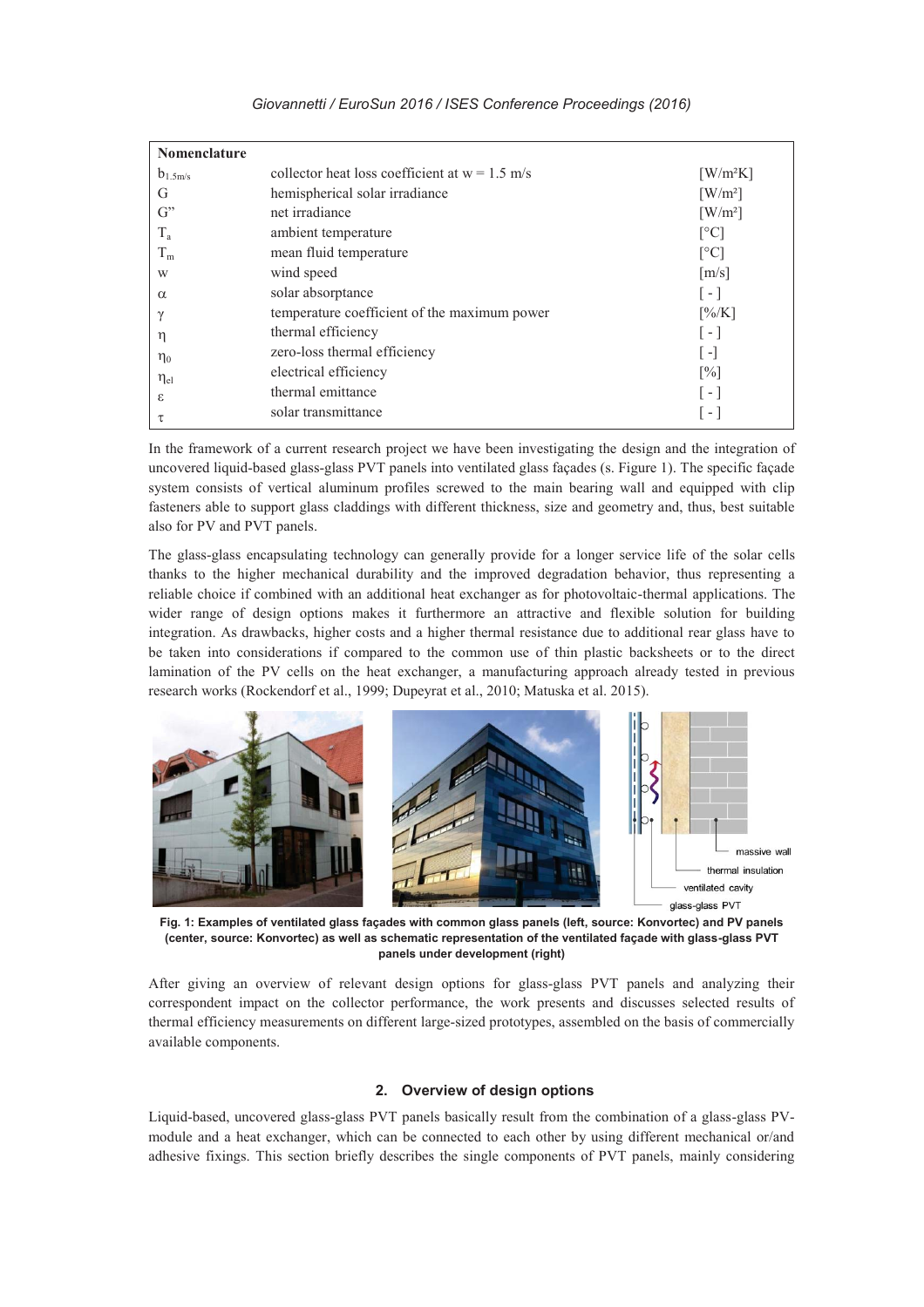| Nomenclature | | |
|---|---|---|
| $b_{1.5m/s}$ | collector heat loss coefficient at w = 1.5 m/s | [W/m²K] |
| G | hemispherical solar irradiance | [W/m²] |
| G” | net irradiance | [W/m²] |
| $T_a$ | ambient temperature | [°C] |
| $T_m$ | mean fluid temperature | [°C] |
| w | wind speed | [m/s] |
| $\alpha$ | solar absorptance | [ - ] |
| $\gamma$ | temperature coefficient of the maximum power | [%/K] |
| $\eta$ | thermal efficiency | [ - ] |
| $\eta_0$ | zero-loss thermal efficiency | [ -] |
| $\eta_{el}$ | electrical efficiency | [%] |
| $\varepsilon$ | thermal emittance | [ - ] |
| $\tau$ | solar transmittance | [ - ] |

In the framework of a current research project we have been investigating the design and the integration of uncovered liquid-based glass-glass PVT panels into ventilated glass façades (s. Figure 1). The specific façade system consists of vertical aluminum profiles screwed to the main bearing wall and equipped with clip fasteners able to support glass claddings with different thickness, size and geometry and, thus, best suitable also for PV and PVT panels.

The glass-glass encapsulating technology can generally provide for a longer service life of the solar cells thanks to the higher mechanical durability and the improved degradation behavior, thus representing a reliable choice if combined with an additional heat exchanger as for photovoltaic-thermal applications. The wider range of design options makes it furthermore an attractive and flexible solution for building integration. As drawbacks, higher costs and a higher thermal resistance due to additional rear glass have to be taken into considerations if compared to the common use of thin plastic backsheets or to the direct lamination of the PV cells on the heat exchanger, a manufacturing approach already tested in previous research works (Rockendorf et al., 1999; Dupeyrat et al., 2010; Matuska et al. 2015).

**Fig. 1: Examples of ventilated glass façades with common glass panels (left, source: Konvortec) and PV panels (center, source: Konvortec) as well as schematic representation of the ventilated façade with glass-glass PVT panels under development (right)**

After giving an overview of relevant design options for glass-glass PVT panels and analyzing their correspondent impact on the collector performance, the work presents and discusses selected results of thermal efficiency measurements on different large-sized prototypes, assembled on the basis of commercially available components.

## 2. Overview of design options

Liquid-based, uncovered glass-glass PVT panels basically result from the combination of a glass-glass PV-module and a heat exchanger, which can be connected to each other by using different mechanical or/and adhesive fixings. This section briefly describes the single components of PVT panels, mainly considering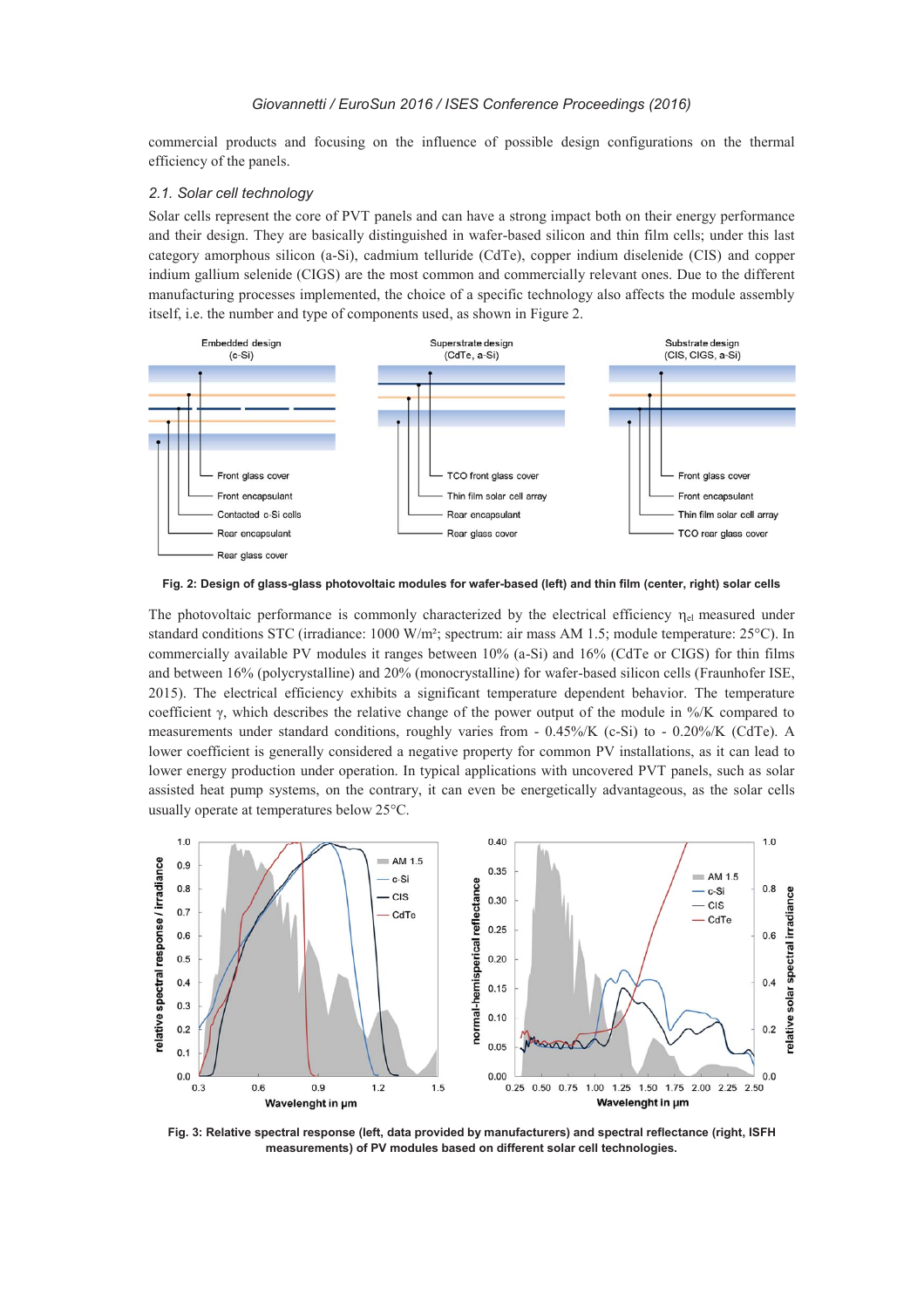commercial products and focusing on the influence of possible design configurations on the thermal efficiency of the panels.

### *2.1. Solar cell technology*

Solar cells represent the core of PVT panels and can have a strong impact both on their energy performance and their design. They are basically distinguished in wafer-based silicon and thin film cells; under this last category amorphous silicon (a-Si), cadmium telluride (CdTe), copper indium diselenide (CIS) and copper indium gallium selenide (CIGS) are the most common and commercially relevant ones. Due to the different manufacturing processes implemented, the choice of a specific technology also affects the module assembly itself, i.e. the number and type of components used, as shown in Figure 2.

**Fig. 2: Design of glass-glass photovoltaic modules for wafer-based (left) and thin film (center, right) solar cells**

The photovoltaic performance is commonly characterized by the electrical efficiency $\eta_{el}$ measured under standard conditions STC (irradiance: 1000 W/m²; spectrum: air mass AM 1.5; module temperature: 25°C). In commercially available PV modules it ranges between 10% (a-Si) and 16% (CdTe or CIGS) for thin films and between 16% (polycrystalline) and 20% (monocrystalline) for wafer-based silicon cells (Fraunhofer ISE, 2015). The electrical efficiency exhibits a significant temperature dependent behavior. The temperature coefficient $\gamma$, which describes the relative change of the power output of the module in %/K compared to measurements under standard conditions, roughly varies from - 0.45%/K (c-Si) to - 0.20%/K (CdTe). A lower coefficient is generally considered a negative property for common PV installations, as it can lead to lower energy production under operation. In typical applications with uncovered PVT panels, such as solar assisted heat pump systems, on the contrary, it can even be energetically advantageous, as the solar cells usually operate at temperatures below 25°C.

**Fig. 3: Relative spectral response (left, data provided by manufacturers) and spectral reflectance (right, ISFH measurements) of PV modules based on different solar cell technologies.**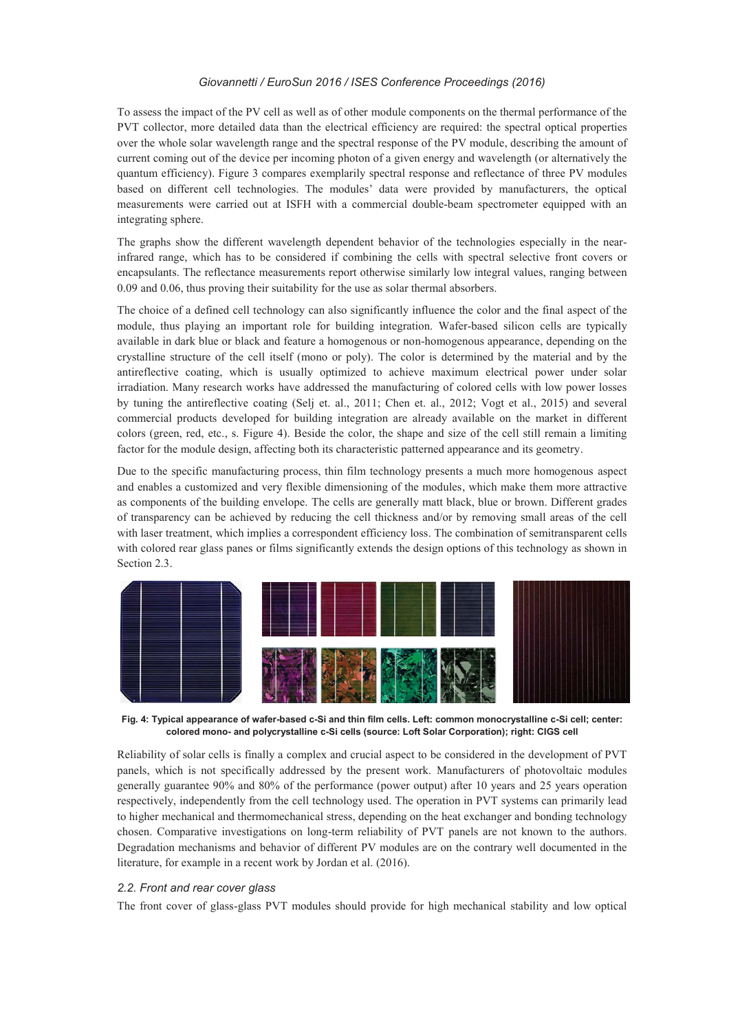To assess the impact of the PV cell as well as of other module components on the thermal performance of the PVT collector, more detailed data than the electrical efficiency are required: the spectral optical properties over the whole solar wavelength range and the spectral response of the PV module, describing the amount of current coming out of the device per incoming photon of a given energy and wavelength (or alternatively the quantum efficiency). Figure 3 compares exemplarily spectral response and reflectance of three PV modules based on different cell technologies. The modules' data were provided by manufacturers, the optical measurements were carried out at ISFH with a commercial double-beam spectrometer equipped with an integrating sphere.

The graphs show the different wavelength dependent behavior of the technologies especially in the near-infrared range, which has to be considered if combining the cells with spectral selective front covers or encapsulants. The reflectance measurements report otherwise similarly low integral values, ranging between 0.09 and 0.06, thus proving their suitability for the use as solar thermal absorbers.

The choice of a defined cell technology can also significantly influence the color and the final aspect of the module, thus playing an important role for building integration. Wafer-based silicon cells are typically available in dark blue or black and feature a homogenous or non-homogenous appearance, depending on the crystalline structure of the cell itself (mono or poly). The color is determined by the material and by the antireflective coating, which is usually optimized to achieve maximum electrical power under solar irradiation. Many research works have addressed the manufacturing of colored cells with low power losses by tuning the antireflective coating (Selj et. al., 2011; Chen et. al., 2012; Vogt et al., 2015) and several commercial products developed for building integration are already available on the market in different colors (green, red, etc., s. Figure 4). Beside the color, the shape and size of the cell still remain a limiting factor for the module design, affecting both its characteristic patterned appearance and its geometry.

Due to the specific manufacturing process, thin film technology presents a much more homogenous aspect and enables a customized and very flexible dimensioning of the modules, which make them more attractive as components of the building envelope. The cells are generally matt black, blue or brown. Different grades of transparency can be achieved by reducing the cell thickness and/or by removing small areas of the cell with laser treatment, which implies a correspondent efficiency loss. The combination of semitransparent cells with colored rear glass panes or films significantly extends the design options of this technology as shown in Section 2.3.

**Fig. 4: Typical appearance of wafer-based c-Si and thin film cells. Left: common monocrystalline c-Si cell; center: colored mono- and polycrystalline c-Si cells (source: Loft Solar Corporation); right: CIGS cell**

Reliability of solar cells is finally a complex and crucial aspect to be considered in the development of PVT panels, which is not specifically addressed by the present work. Manufacturers of photovoltaic modules generally guarantee 90% and 80% of the performance (power output) after 10 years and 25 years operation respectively, independently from the cell technology used. The operation in PVT systems can primarily lead to higher mechanical and thermomechanical stress, depending on the heat exchanger and bonding technology chosen. Comparative investigations on long-term reliability of PVT panels are not known to the authors. Degradation mechanisms and behavior of different PV modules are on the contrary well documented in the literature, for example in a recent work by Jordan et al. (2016).

### *2.2. Front and rear cover glass*

The front cover of glass-glass PVT modules should provide for high mechanical stability and low optical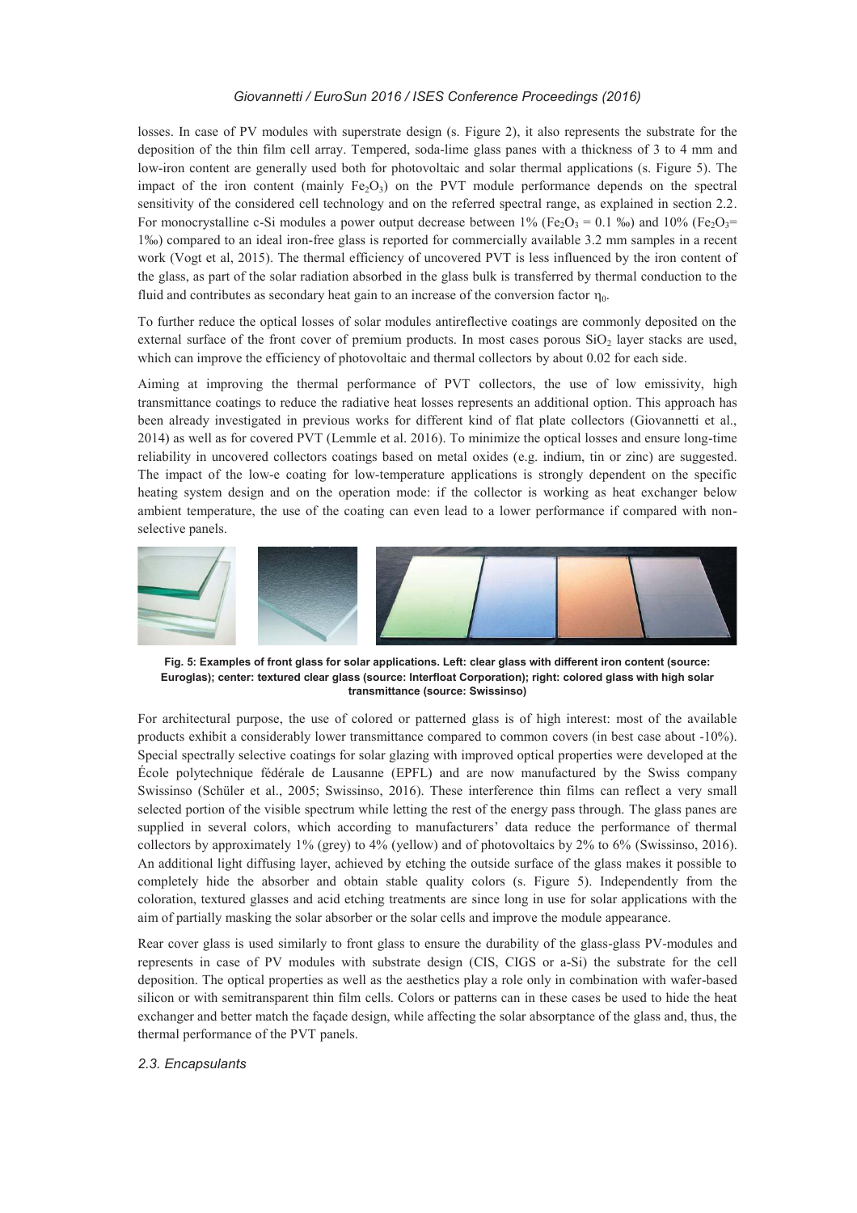losses. In case of PV modules with superstrate design (s. Figure 2), it also represents the substrate for the deposition of the thin film cell array. Tempered, soda-lime glass panes with a thickness of 3 to 4 mm and low-iron content are generally used both for photovoltaic and solar thermal applications (s. Figure 5). The impact of the iron content (mainly $Fe_2O_3$) on the PVT module performance depends on the spectral sensitivity of the considered cell technology and on the referred spectral range, as explained in section 2.2. For monocrystalline c-Si modules a power output decrease between 1% ($Fe_2O_3$ = 0.1 ‰) and 10% ($Fe_2O_3$= 1‰) compared to an ideal iron-free glass is reported for commercially available 3.2 mm samples in a recent work (Vogt et al, 2015). The thermal efficiency of uncovered PVT is less influenced by the iron content of the glass, as part of the solar radiation absorbed in the glass bulk is transferred by thermal conduction to the fluid and contributes as secondary heat gain to an increase of the conversion factor $\eta_0$.

To further reduce the optical losses of solar modules antireflective coatings are commonly deposited on the external surface of the front cover of premium products. In most cases porous $SiO_2$ layer stacks are used, which can improve the efficiency of photovoltaic and thermal collectors by about 0.02 for each side.

Aiming at improving the thermal performance of PVT collectors, the use of low emissivity, high transmittance coatings to reduce the radiative heat losses represents an additional option. This approach has been already investigated in previous works for different kind of flat plate collectors (Giovannetti et al., 2014) as well as for covered PVT (Lemmle et al. 2016). To minimize the optical losses and ensure long-time reliability in uncovered collectors coatings based on metal oxides (e.g. indium, tin or zinc) are suggested. The impact of the low-e coating for low-temperature applications is strongly dependent on the specific heating system design and on the operation mode: if the collector is working as heat exchanger below ambient temperature, the use of the coating can even lead to a lower performance if compared with non-selective panels.

**Fig. 5: Examples of front glass for solar applications. Left: clear glass with different iron content (source: Euroglas); center: textured clear glass (source: Interfloat Corporation); right: colored glass with high solar transmittance (source: Swissinso)**

For architectural purpose, the use of colored or patterned glass is of high interest: most of the available products exhibit a considerably lower transmittance compared to common covers (in best case about -10%). Special spectrally selective coatings for solar glazing with improved optical properties were developed at the École polytechnique fédérale de Lausanne (EPFL) and are now manufactured by the Swiss company Swissinso (Schüler et al., 2005; Swissinso, 2016). These interference thin films can reflect a very small selected portion of the visible spectrum while letting the rest of the energy pass through. The glass panes are supplied in several colors, which according to manufacturers' data reduce the performance of thermal collectors by approximately 1% (grey) to 4% (yellow) and of photovoltaics by 2% to 6% (Swissinso, 2016). An additional light diffusing layer, achieved by etching the outside surface of the glass makes it possible to completely hide the absorber and obtain stable quality colors (s. Figure 5). Independently from the coloration, textured glasses and acid etching treatments are since long in use for solar applications with the aim of partially masking the solar absorber or the solar cells and improve the module appearance.

Rear cover glass is used similarly to front glass to ensure the durability of the glass-glass PV-modules and represents in case of PV modules with substrate design (CIS, CIGS or a-Si) the substrate for the cell deposition. The optical properties as well as the aesthetics play a role only in combination with wafer-based silicon or with semitransparent thin film cells. Colors or patterns can in these cases be used to hide the heat exchanger and better match the façade design, while affecting the solar absorptance of the glass and, thus, the thermal performance of the PVT panels.

### *2.3. Encapsulants*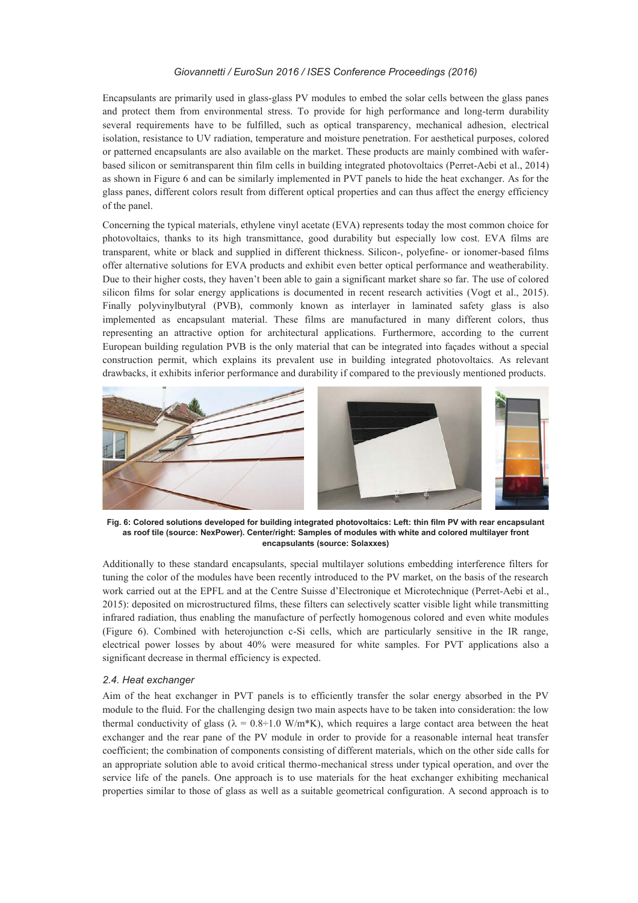Encapsulants are primarily used in glass-glass PV modules to embed the solar cells between the glass panes and protect them from environmental stress. To provide for high performance and long-term durability several requirements have to be fulfilled, such as optical transparency, mechanical adhesion, electrical isolation, resistance to UV radiation, temperature and moisture penetration. For aesthetical purposes, colored or patterned encapsulants are also available on the market. These products are mainly combined with wafer-based silicon or semitransparent thin film cells in building integrated photovoltaics (Perret-Aebi et al., 2014) as shown in Figure 6 and can be similarly implemented in PVT panels to hide the heat exchanger. As for the glass panes, different colors result from different optical properties and can thus affect the energy efficiency of the panel.

Concerning the typical materials, ethylene vinyl acetate (EVA) represents today the most common choice for photovoltaics, thanks to its high transmittance, good durability but especially low cost. EVA films are transparent, white or black and supplied in different thickness. Silicon-, polyefine- or ionomer-based films offer alternative solutions for EVA products and exhibit even better optical performance and weatherability. Due to their higher costs, they haven't been able to gain a significant market share so far. The use of colored silicon films for solar energy applications is documented in recent research activities (Vogt et al., 2015). Finally polyvinylbutyral (PVB), commonly known as interlayer in laminated safety glass is also implemented as encapsulant material. These films are manufactured in many different colors, thus representing an attractive option for architectural applications. Furthermore, according to the current European building regulation PVB is the only material that can be integrated into façades without a special construction permit, which explains its prevalent use in building integrated photovoltaics. As relevant drawbacks, it exhibits inferior performance and durability if compared to the previously mentioned products.

**Fig. 6: Colored solutions developed for building integrated photovoltaics: Left: thin film PV with rear encapsulant as roof tile (source: NexPower). Center/right: Samples of modules with white and colored multilayer front encapsulants (source: Solaxxes)**

Additionally to these standard encapsulants, special multilayer solutions embedding interference filters for tuning the color of the modules have been recently introduced to the PV market, on the basis of the research work carried out at the EPFL and at the Centre Suisse d'Electronique et Microtechnique (Perret-Aebi et al., 2015): deposited on microstructured films, these filters can selectively scatter visible light while transmitting infrared radiation, thus enabling the manufacture of perfectly homogenous colored and even white modules (Figure 6). Combined with heterojunction c-Si cells, which are particularly sensitive in the IR range, electrical power losses by about 40% were measured for white samples. For PVT applications also a significant decrease in thermal efficiency is expected.

### *2.4. Heat exchanger*

Aim of the heat exchanger in PVT panels is to efficiently transfer the solar energy absorbed in the PV module to the fluid. For the challenging design two main aspects have to be taken into consideration: the low thermal conductivity of glass ($\lambda$ = 0.8÷1.0 W/m*K), which requires a large contact area between the heat exchanger and the rear pane of the PV module in order to provide for a reasonable internal heat transfer coefficient; the combination of components consisting of different materials, which on the other side calls for an appropriate solution able to avoid critical thermo-mechanical stress under typical operation, and over the service life of the panels. One approach is to use materials for the heat exchanger exhibiting mechanical properties similar to those of glass as well as a suitable geometrical configuration. A second approach is to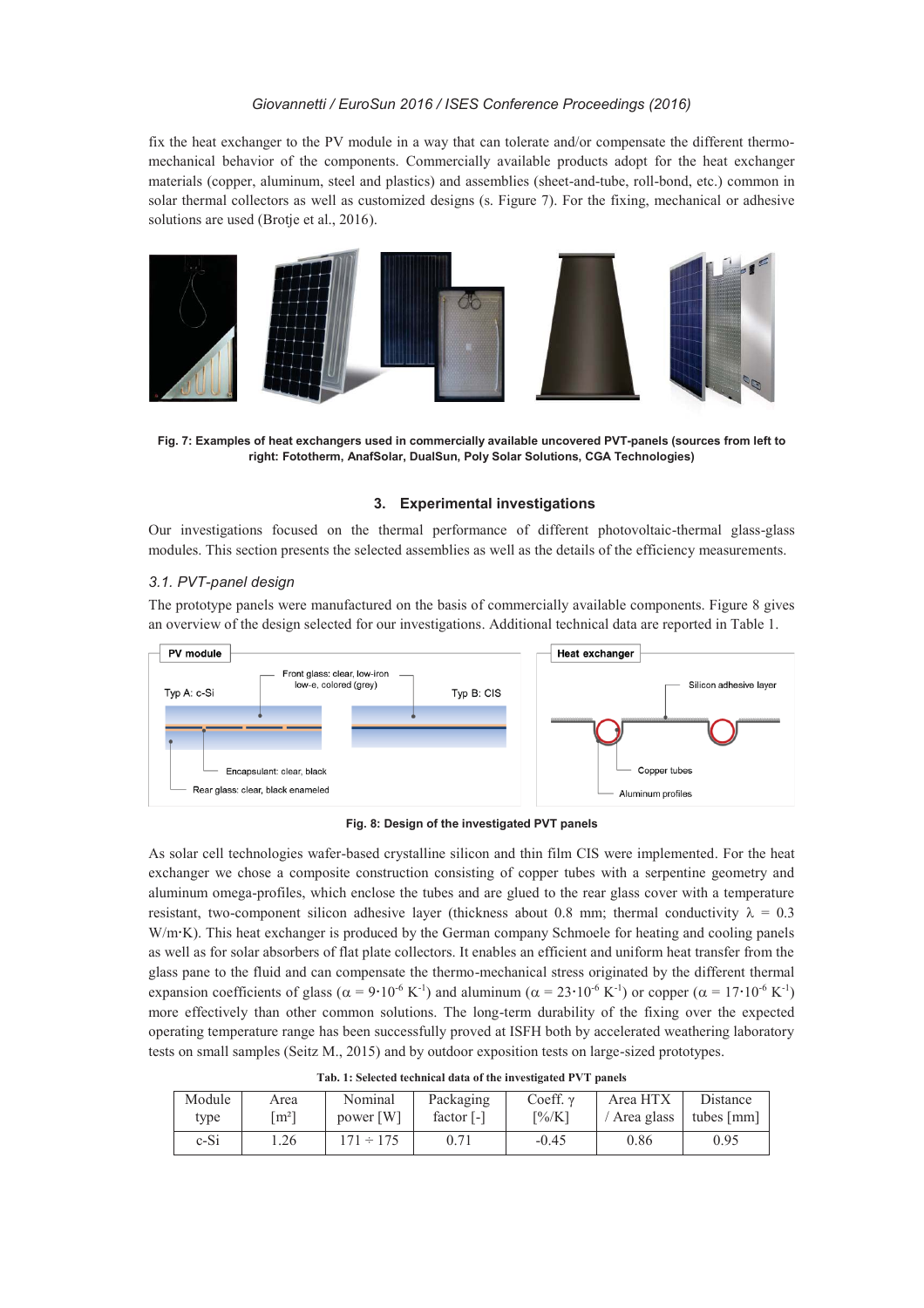fix the heat exchanger to the PV module in a way that can tolerate and/or compensate the different thermo-mechanical behavior of the components. Commercially available products adopt for the heat exchanger materials (copper, aluminum, steel and plastics) and assemblies (sheet-and-tube, roll-bond, etc.) common in solar thermal collectors as well as customized designs (s. Figure 7). For the fixing, mechanical or adhesive solutions are used (Brotje et al., 2016).

**Fig. 7: Examples of heat exchangers used in commercially available uncovered PVT-panels (sources from left to right: Fototherm, AnafSolar, DualSun, Poly Solar Solutions, CGA Technologies)**

## 3. Experimental investigations

Our investigations focused on the thermal performance of different photovoltaic-thermal glass-glass modules. This section presents the selected assemblies as well as the details of the efficiency measurements.

### 3.1. PVT-panel design

The prototype panels were manufactured on the basis of commercially available components. Figure 8 gives an overview of the design selected for our investigations. Additional technical data are reported in Table 1.

**Fig. 8: Design of the investigated PVT panels**

As solar cell technologies wafer-based crystalline silicon and thin film CIS were implemented. For the heat exchanger we chose a composite construction consisting of copper tubes with a serpentine geometry and aluminum omega-profiles, which enclose the tubes and are glued to the rear glass cover with a temperature resistant, two-component silicon adhesive layer (thickness about 0.8 mm; thermal conductivity $\lambda$ = 0.3 W/m·K). This heat exchanger is produced by the German company Schmoele for heating and cooling panels as well as for solar absorbers of flat plate collectors. It enables an efficient and uniform heat transfer from the glass pane to the fluid and can compensate the thermo-mechanical stress originated by the different thermal expansion coefficients of glass ($\alpha = 9 \cdot 10^{-6}$ K$^{-1}$) and aluminum ($\alpha = 23 \cdot 10^{-6}$ K$^{-1}$) or copper ($\alpha = 17 \cdot 10^{-6}$ K$^{-1}$) more effectively than other common solutions. The long-term durability of the fixing over the expected operating temperature range has been successfully proved at ISFH both by accelerated weathering laboratory tests on small samples (Seitz M., 2015) and by outdoor exposition tests on large-sized prototypes.

**Tab. 1: Selected technical data of the investigated PVT panels**

| Module type | Area [m²] | Nominal power [W] | Packaging factor [-] | Coeff. $\gamma$ [%/K] | Area HTX / Area glass | Distance tubes [mm] |
|---|---|---|---|---|---|---|
| c-Si | 1.26 | 171 ÷ 175 | 0.71 | -0.45 | 0.86 | 0.95 |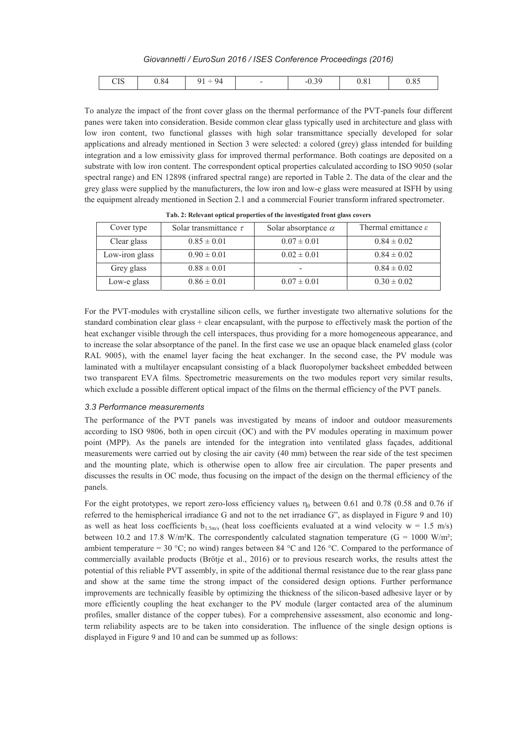| CIS | 0.84 | 91 ÷ 94 | - | -0.39 | 0.81 | 0.85 |
|---|---|---|---|---|---|---|

To analyze the impact of the front cover glass on the thermal performance of the PVT-panels four different panes were taken into consideration. Beside common clear glass typically used in architecture and glass with low iron content, two functional glasses with high solar transmittance specially developed for solar applications and already mentioned in Section 3 were selected: a colored (grey) glass intended for building integration and a low emissivity glass for improved thermal performance. Both coatings are deposited on a substrate with low iron content. The correspondent optical properties calculated according to ISO 9050 (solar spectral range) and EN 12898 (infrared spectral range) are reported in Table 2. The data of the clear and the grey glass were supplied by the manufacturers, the low iron and low-e glass were measured at ISFH by using the equipment already mentioned in Section 2.1 and a commercial Fourier transform infrared spectrometer.

**Tab. 2: Relevant optical properties of the investigated front glass covers**

| Cover type | Solar transmittance $\tau$ | Solar absorptance $\alpha$ | Thermal emittance $\varepsilon$ |
|---|---|---|---|
| Clear glass | $0.85 \pm 0.01$ | $0.07 \pm 0.01$ | $0.84 \pm 0.02$ |
| Low-iron glass | $0.90 \pm 0.01$ | $0.02 \pm 0.01$ | $0.84 \pm 0.02$ |
| Grey glass | $0.88 \pm 0.01$ | - | $0.84 \pm 0.02$ |
| Low-e glass | $0.86 \pm 0.01$ | $0.07 \pm 0.01$ | $0.30 \pm 0.02$ |

For the PVT-modules with crystalline silicon cells, we further investigate two alternative solutions for the standard combination clear glass + clear encapsulant, with the purpose to effectively mask the portion of the heat exchanger visible through the cell interspaces, thus providing for a more homogeneous appearance, and to increase the solar absorptance of the panel. In the first case we use an opaque black enameled glass (color RAL 9005), with the enamel layer facing the heat exchanger. In the second case, the PV module was laminated with a multilayer encapsulant consisting of a black fluoropolymer backsheet embedded between two transparent EVA films. Spectrometric measurements on the two modules report very similar results, which exclude a possible different optical impact of the films on the thermal efficiency of the PVT panels.

### *3.3 Performance measurements*

The performance of the PVT panels was investigated by means of indoor and outdoor measurements according to ISO 9806, both in open circuit (OC) and with the PV modules operating in maximum power point (MPP). As the panels are intended for the integration into ventilated glass façades, additional measurements were carried out by closing the air cavity (40 mm) between the rear side of the test specimen and the mounting plate, which is otherwise open to allow free air circulation. The paper presents and discusses the results in OC mode, thus focusing on the impact of the design on the thermal efficiency of the panels.

For the eight prototypes, we report zero-loss efficiency values $\eta_0$ between 0.61 and 0.78 (0.58 and 0.76 if referred to the hemispherical irradiance G and not to the net irradiance G", as displayed in Figure 9 and 10) as well as heat loss coefficients $b_{1.5m/s}$ (heat loss coefficients evaluated at a wind velocity w = 1.5 m/s) between 10.2 and 17.8 W/m²K. The correspondently calculated stagnation temperature (G = 1000 W/m²; ambient temperature = 30 °C; no wind) ranges between 84 °C and 126 °C. Compared to the performance of commercially available products (Brötje et al., 2016) or to previous research works, the results attest the potential of this reliable PVT assembly, in spite of the additional thermal resistance due to the rear glass pane and show at the same time the strong impact of the considered design options. Further performance improvements are technically feasible by optimizing the thickness of the silicon-based adhesive layer or by more efficiently coupling the heat exchanger to the PV module (larger contacted area of the aluminum profiles, smaller distance of the copper tubes). For a comprehensive assessment, also economic and long-term reliability aspects are to be taken into consideration. The influence of the single design options is displayed in Figure 9 and 10 and can be summed up as follows: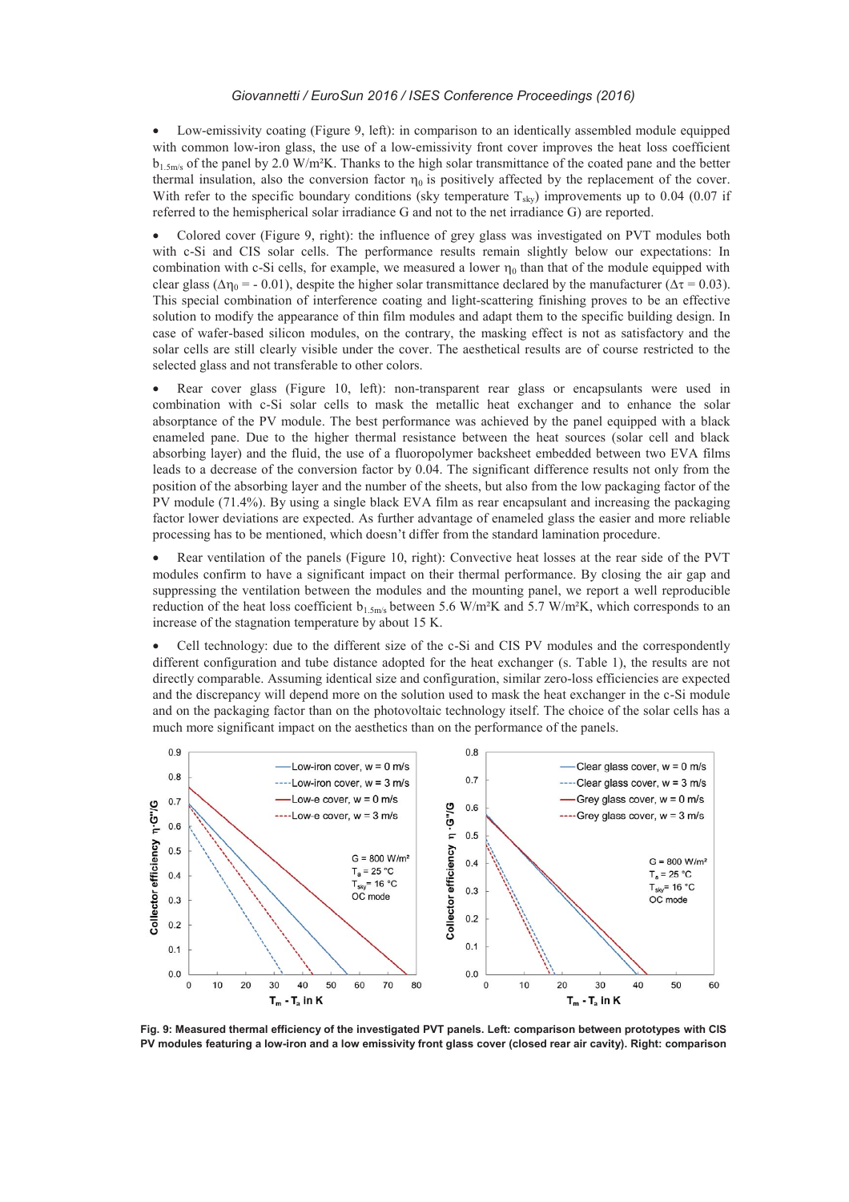- Low-emissivity coating (Figure 9, left): in comparison to an identically assembled module equipped with common low-iron glass, the use of a low-emissivity front cover improves the heat loss coefficient $b_{1.5m/s}$ of the panel by 2.0 W/m²K. Thanks to the high solar transmittance of the coated pane and the better thermal insulation, also the conversion factor $\eta_0$ is positively affected by the replacement of the cover. With refer to the specific boundary conditions (sky temperature $T_{sky}$) improvements up to 0.04 (0.07 if referred to the hemispherical solar irradiance G and not to the net irradiance G) are reported.

- Colored cover (Figure 9, right): the influence of grey glass was investigated on PVT modules both with c-Si and CIS solar cells. The performance results remain slightly below our expectations: In combination with c-Si cells, for example, we measured a lower $\eta_0$ than that of the module equipped with clear glass ($\Delta\eta_0$ = - 0.01), despite the higher solar transmittance declared by the manufacturer ($\Delta\tau$ = 0.03). This special combination of interference coating and light-scattering finishing proves to be an effective solution to modify the appearance of thin film modules and adapt them to the specific building design. In case of wafer-based silicon modules, on the contrary, the masking effect is not as satisfactory and the solar cells are still clearly visible under the cover. The aesthetical results are of course restricted to the selected glass and not transferable to other colors.

- Rear cover glass (Figure 10, left): non-transparent rear glass or encapsulants were used in combination with c-Si solar cells to mask the metallic heat exchanger and to enhance the solar absorptance of the PV module. The best performance was achieved by the panel equipped with a black enameled pane. Due to the higher thermal resistance between the heat sources (solar cell and black absorbing layer) and the fluid, the use of a fluoropolymer backsheet embedded between two EVA films leads to a decrease of the conversion factor by 0.04. The significant difference results not only from the position of the absorbing layer and the number of the sheets, but also from the low packaging factor of the PV module (71.4%). By using a single black EVA film as rear encapsulant and increasing the packaging factor lower deviations are expected. As further advantage of enameled glass the easier and more reliable processing has to be mentioned, which doesn't differ from the standard lamination procedure.

- Rear ventilation of the panels (Figure 10, right): Convective heat losses at the rear side of the PVT modules confirm to have a significant impact on their thermal performance. By closing the air gap and suppressing the ventilation between the modules and the mounting panel, we report a well reproducible reduction of the heat loss coefficient $b_{1.5m/s}$ between 5.6 W/m²K and 5.7 W/m²K, which corresponds to an increase of the stagnation temperature by about 15 K.

- Cell technology: due to the different size of the c-Si and CIS PV modules and the correspondently different configuration and tube distance adopted for the heat exchanger (s. Table 1), the results are not directly comparable. Assuming identical size and configuration, similar zero-loss efficiencies are expected and the discrepancy will depend more on the solution used to mask the heat exchanger in the c-Si module and on the packaging factor than on the photovoltaic technology itself. The choice of the solar cells has a much more significant impact on the aesthetics than on the performance of the panels.

**Fig. 9: Measured thermal efficiency of the investigated PVT panels. Left: comparison between prototypes with CIS PV modules featuring a low-iron and a low emissivity front glass cover (closed rear air cavity). Right: comparison**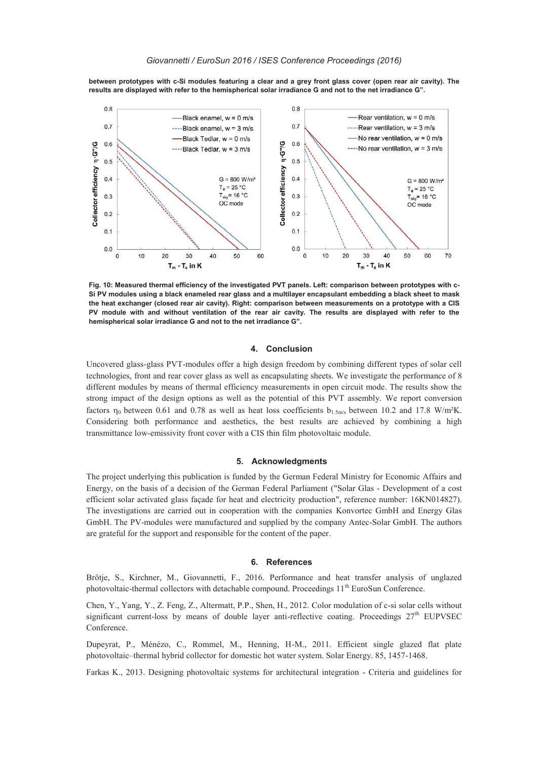**between prototypes with c-Si modules featuring a clear and a grey front glass cover (open rear air cavity). The results are displayed with refer to the hemispherical solar irradiance G and not to the net irradiance G".**

**Fig. 10: Measured thermal efficiency of the investigated PVT panels. Left: comparison between prototypes with c-Si PV modules using a black enameled rear glass and a multilayer encapsulant embedding a black sheet to mask the heat exchanger (closed rear air cavity). Right: comparison between measurements on a prototype with a CIS PV module with and without ventilation of the rear air cavity. The results are displayed with refer to the hemispherical solar irradiance G and not to the net irradiance G".**

## 4. Conclusion

Uncovered glass-glass PVT-modules offer a high design freedom by combining different types of solar cell technologies, front and rear cover glass as well as encapsulating sheets. We investigate the performance of 8 different modules by means of thermal efficiency measurements in open circuit mode. The results show the strong impact of the design options as well as the potential of this PVT assembly. We report conversion factors $\eta_0$ between 0.61 and 0.78 as well as heat loss coefficients $b_{1.5m/s}$ between 10.2 and 17.8 W/m²K. Considering both performance and aesthetics, the best results are achieved by combining a high transmittance low-emissivity front cover with a CIS thin film photovoltaic module.

## 5. Acknowledgments

The project underlying this publication is funded by the German Federal Ministry for Economic Affairs and Energy, on the basis of a decision of the German Federal Parliament ("Solar Glas - Development of a cost efficient solar activated glass façade for heat and electricity production", reference number: 16KN014827). The investigations are carried out in cooperation with the companies Konvortec GmbH and Energy Glas GmbH. The PV-modules were manufactured and supplied by the company Antec-Solar GmbH. The authors are grateful for the support and responsible for the content of the paper.

## 6. References

Brötje, S., Kirchner, M., Giovannetti, F., 2016. Performance and heat transfer analysis of unglazed photovoltaic-thermal collectors with detachable compound. Proceedings 11th EuroSun Conference.

Chen, Y., Yang, Y., Z. Feng, Z., Altermatt, P.P., Shen, H., 2012. Color modulation of c-si solar cells without significant current-loss by means of double layer anti-reflective coating. Proceedings 27th EUPVSEC Conference.

Dupeyrat, P., Ménézo, C., Rommel, M., Henning, H-M., 2011. Efficient single glazed flat plate photovoltaic–thermal hybrid collector for domestic hot water system. Solar Energy. 85, 1457-1468.

Farkas K., 2013. Designing photovoltaic systems for architectural integration - Criteria and guidelines for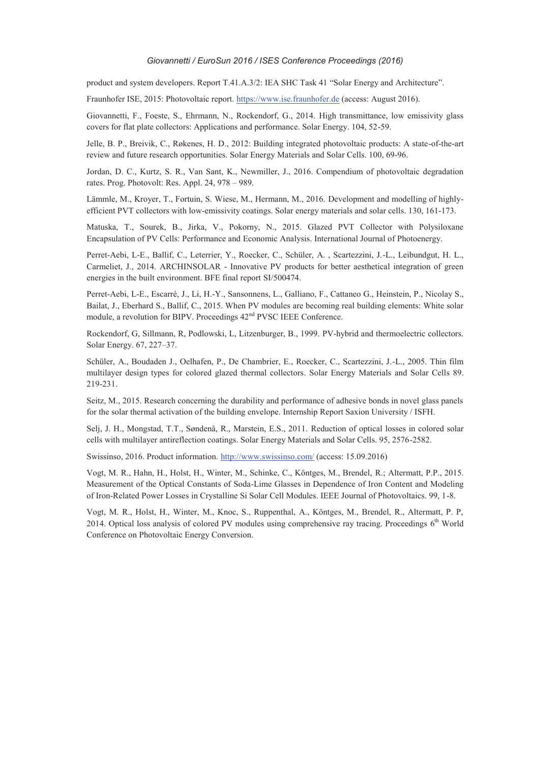product and system developers. Report T.41.A.3/2: IEA SHC Task 41 "Solar Energy and Architecture".

Fraunhofer ISE, 2015: Photovoltaic report. https://www.ise.fraunhofer.de (access: August 2016).

Giovannetti, F., Foeste, S., Ehrmann, N., Rockendorf, G., 2014. High transmittance, low emissivity glass covers for flat plate collectors: Applications and performance. Solar Energy. 104, 52-59.

Jelle, B. P., Breivik, C., Røkenes, H. D., 2012: Building integrated photovoltaic products: A state-of-the-art review and future research opportunities. Solar Energy Materials and Solar Cells. 100, 69-96.

Jordan, D. C., Kurtz, S. R., Van Sant, K., Newmiller, J., 2016. Compendium of photovoltaic degradation rates. Prog. Photovolt: Res. Appl. 24, 978 – 989.

Lämmle, M., Kroyer, T., Fortuin, S. Wiese, M., Hermann, M., 2016. Development and modelling of highly-efficient PVT collectors with low-emissivity coatings. Solar energy materials and solar cells. 130, 161-173.

Matuska, T., Sourek, B., Jirka, V., Pokorny, N., 2015. Glazed PVT Collector with Polysiloxane Encapsulation of PV Cells: Performance and Economic Analysis. International Journal of Photoenergy.

Perret-Aebi, L-E., Ballif, C., Leterrier, Y., Roecker, C., Schüler, A. , Scartezzini, J.-L., Leibundgut, H. L., Carmeliet, J., 2014. ARCHINSOLAR - Innovative PV products for better aesthetical integration of green energies in the built environment. BFE final report SI/500474.

Perret-Aebi, L-E., Escarré, J., Li, H.-Y., Sansonnens, L., Galliano, F., Cattaneo G., Heinstein, P., Nicolay S., Bailat, J., Eberhard S., Ballif, C., 2015. When PV modules are becoming real building elements: White solar module, a revolution for BIPV. Proceedings 42nd PVSC IEEE Conference.

Rockendorf, G, Sillmann, R, Podlowski, L, Litzenburger, B., 1999. PV-hybrid and thermoelectric collectors. Solar Energy. 67, 227–37.

Schüler, A., Boudaden J., Oelhafen, P., De Chambrier, E., Roecker, C., Scartezzini, J.-L., 2005. Thin film multilayer design types for colored glazed thermal collectors. Solar Energy Materials and Solar Cells 89. 219-231.

Seitz, M., 2015. Research concerning the durability and performance of adhesive bonds in novel glass panels for the solar thermal activation of the building envelope. Internship Report Saxion University / ISFH.

Selj, J. H., Mongstad, T.T., Søndenå, R., Marstein, E.S., 2011. Reduction of optical losses in colored solar cells with multilayer antireflection coatings. Solar Energy Materials and Solar Cells. 95, 2576-2582.

Swissinso, 2016. Product information. http://www.swissinso.com/ (access: 15.09.2016)

Vogt, M. R., Hahn, H., Holst, H., Winter, M., Schinke, C., Köntges, M., Brendel, R.; Altermatt, P.P., 2015. Measurement of the Optical Constants of Soda-Lime Glasses in Dependence of Iron Content and Modeling of Iron-Related Power Losses in Crystalline Si Solar Cell Modules. IEEE Journal of Photovoltaics. 99, 1-8.

Vogt, M. R., Holst, H., Winter, M., Knoc, S., Ruppenthal, A., Köntges, M., Brendel, R., Altermatt, P. P, 2014. Optical loss analysis of colored PV modules using comprehensive ray tracing. Proceedings 6th World Conference on Photovoltaic Energy Conversion.